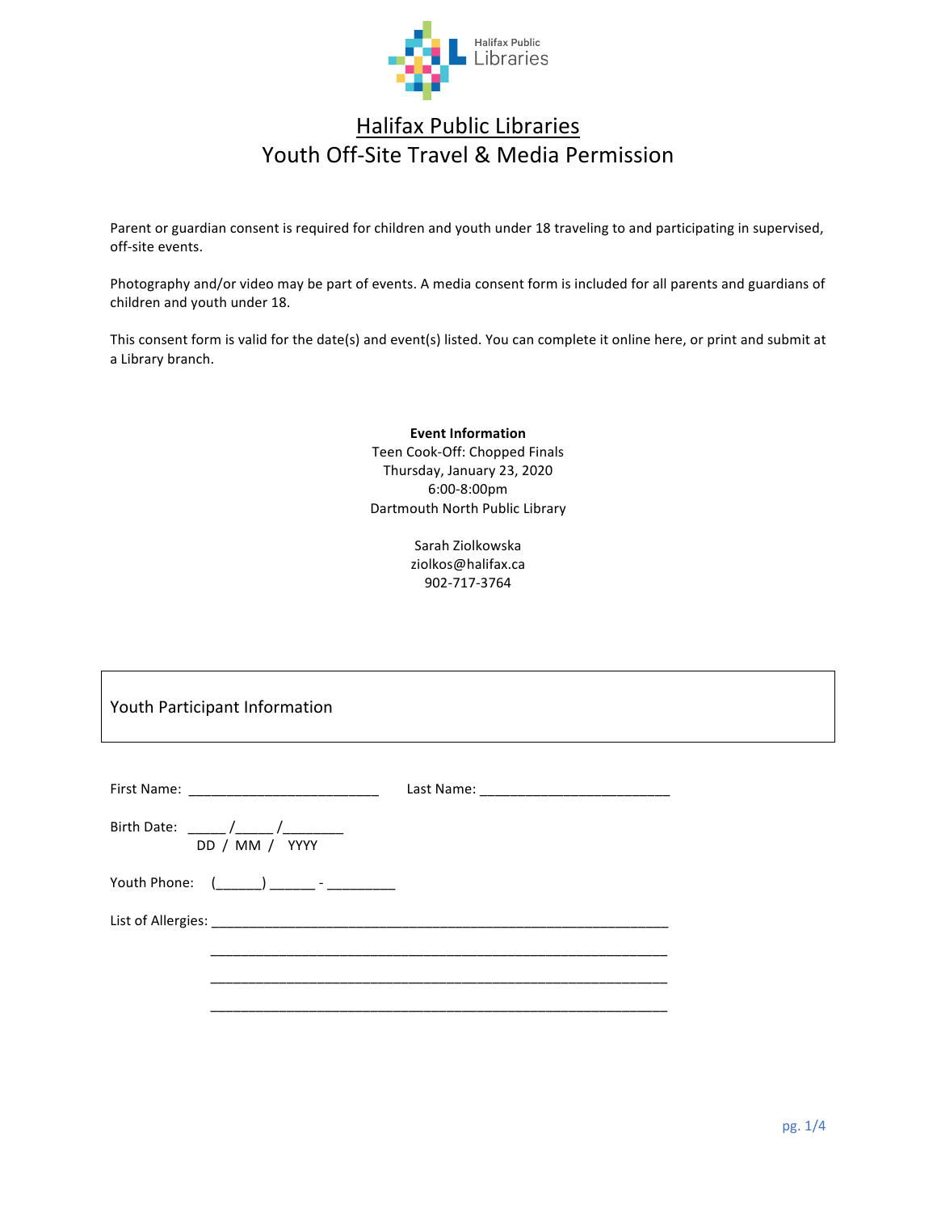Halifax Public Libraries

# Halifax Public Libraries

## Youth Off-Site Travel & Media Permission

Parent or guardian consent is required for children and youth under 18 traveling to and participating in supervised, off-site events.

Photography and/or video may be part of events. A media consent form is included for all parents and guardians of children and youth under 18.

This consent form is valid for the date(s) and event(s) listed. You can complete it online here, or print and submit at a Library branch.

**Event Information**
Teen Cook-Off: Chopped Finals
Thursday, January 23, 2020
6:00-8:00pm
Dartmouth North Public Library

Sarah Ziolkowska
ziolkos@halifax.ca
902-717-3764

### Youth Participant Information

First Name: ________________________ Last Name: ________________________

Birth Date: _____/_____/________
DD / MM / YYYY

Youth Phone: (______) ______ - _________

List of Allergies: ______________________________________________________________
______________________________________________________________
______________________________________________________________
______________________________________________________________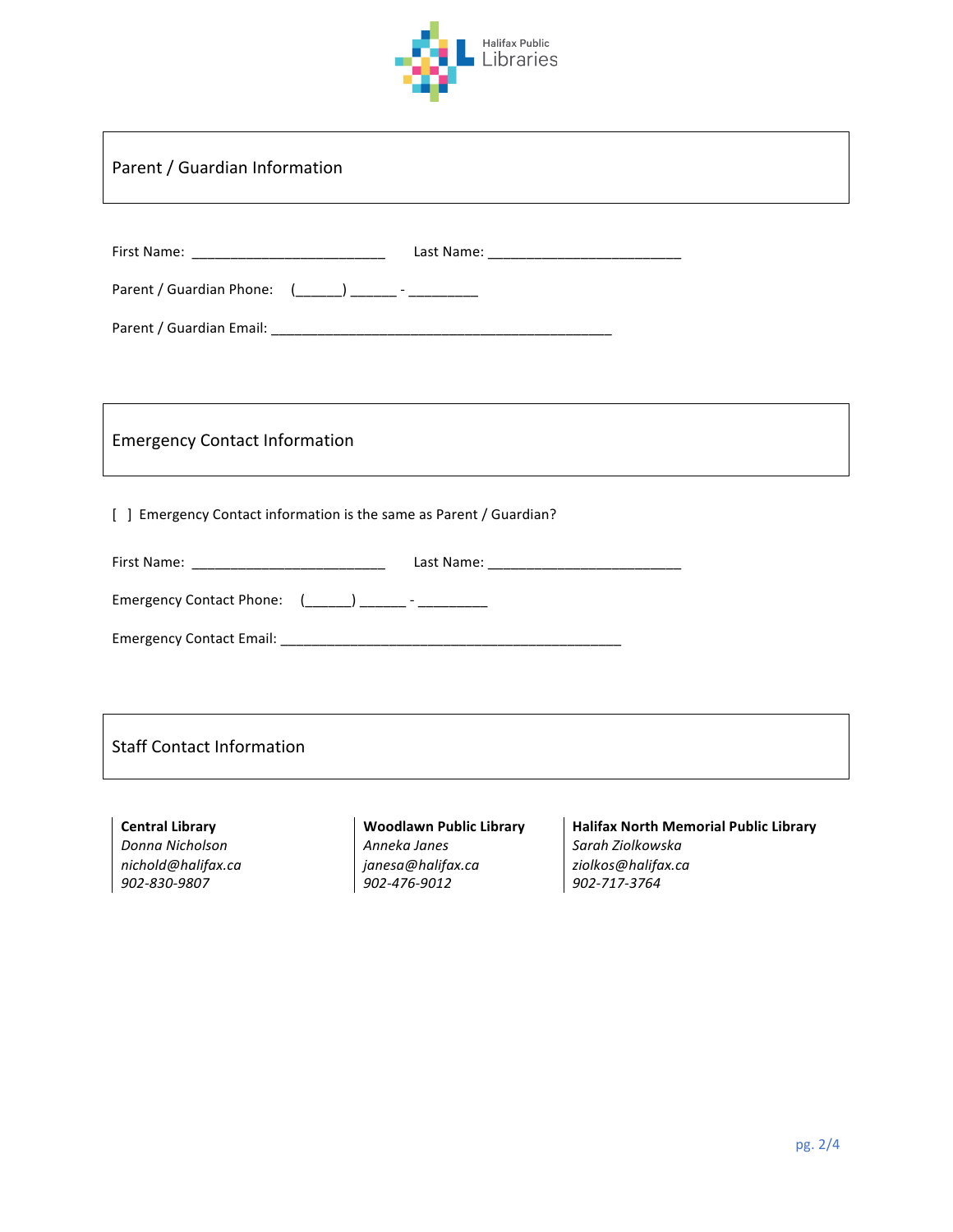## Parent / Guardian Information

First Name: _________________________ Last Name: _________________________

Parent / Guardian Phone: (______) ______ - _________

Parent / Guardian Email: ____________________________________________

## Emergency Contact Information

[ ] Emergency Contact information is the same as Parent / Guardian?

First Name: _________________________ Last Name: _________________________

Emergency Contact Phone: (______) ______ - _________

Emergency Contact Email: ____________________________________________

## Staff Contact Information

**Central Library**
*Donna Nicholson*
*nichold@halifax.ca*
*902-830-9807*

**Woodlawn Public Library**
*Anneka Janes*
*janesa@halifax.ca*
*902-476-9012*

**Halifax North Memorial Public Library**
*Sarah Ziolkowska*
*ziolkos@halifax.ca*
*902-717-3764*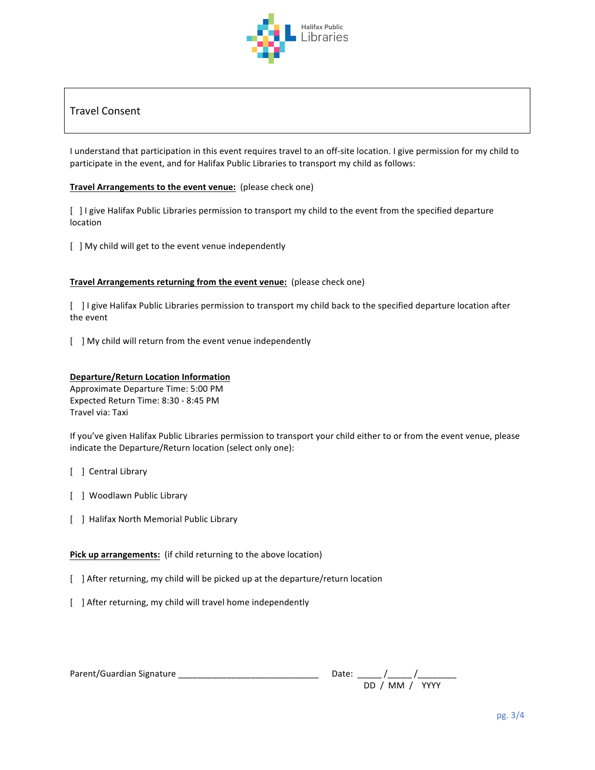Halifax Public Libraries

## Travel Consent

I understand that participation in this event requires travel to an off-site location. I give permission for my child to participate in the event, and for Halifax Public Libraries to transport my child as follows:

**Travel Arrangements to the event venue:** (please check one)

[ ] I give Halifax Public Libraries permission to transport my child to the event from the specified departure location

[ ] My child will get to the event venue independently

**Travel Arrangements returning from the event venue:** (please check one)

[ ] I give Halifax Public Libraries permission to transport my child back to the specified departure location after the event

[ ] My child will return from the event venue independently

**Departure/Return Location Information**
Approximate Departure Time: 5:00 PM
Expected Return Time: 8:30 - 8:45 PM
Travel via: Taxi

If you've given Halifax Public Libraries permission to transport your child either to or from the event venue, please indicate the Departure/Return location (select only one):

[ ] Central Library

[ ] Woodlawn Public Library

[ ] Halifax North Memorial Public Library

**Pick up arrangements:** (if child returning to the above location)

[ ] After returning, my child will be picked up at the departure/return location

[ ] After returning, my child will travel home independently

Parent/Guardian Signature ____________________________ Date: _____/_____/________
DD / MM / YYYY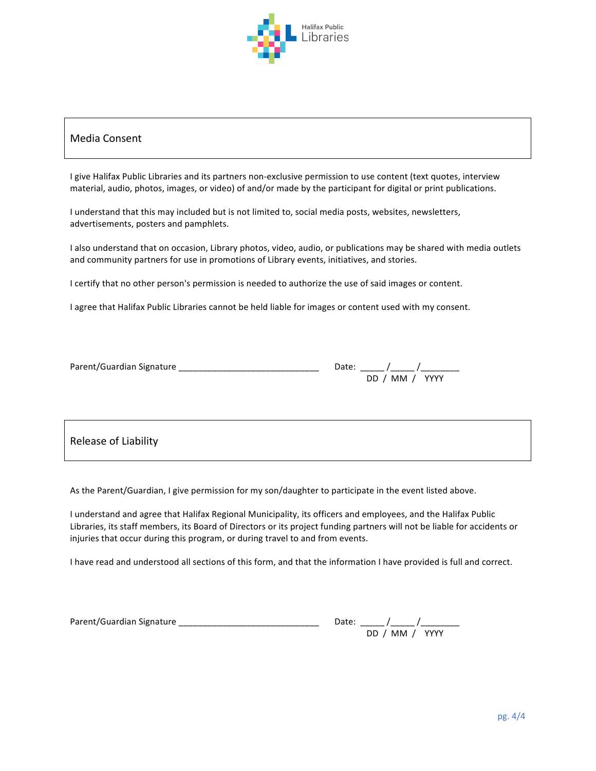Halifax Public Libraries

## Media Consent

I give Halifax Public Libraries and its partners non-exclusive permission to use content (text quotes, interview material, audio, photos, images, or video) of and/or made by the participant for digital or print publications.

I understand that this may included but is not limited to, social media posts, websites, newsletters, advertisements, posters and pamphlets.

I also understand that on occasion, Library photos, video, audio, or publications may be shared with media outlets and community partners for use in promotions of Library events, initiatives, and stories.

I certify that no other person's permission is needed to authorize the use of said images or content.

I agree that Halifax Public Libraries cannot be held liable for images or content used with my consent.

Parent/Guardian Signature ____________________________ Date: _____/_____/________
DD / MM / YYYY

## Release of Liability

As the Parent/Guardian, I give permission for my son/daughter to participate in the event listed above.

I understand and agree that Halifax Regional Municipality, its officers and employees, and the Halifax Public Libraries, its staff members, its Board of Directors or its project funding partners will not be liable for accidents or injuries that occur during this program, or during travel to and from events.

I have read and understood all sections of this form, and that the information I have provided is full and correct.

Parent/Guardian Signature ____________________________ Date: _____/_____/________
DD / MM / YYYY